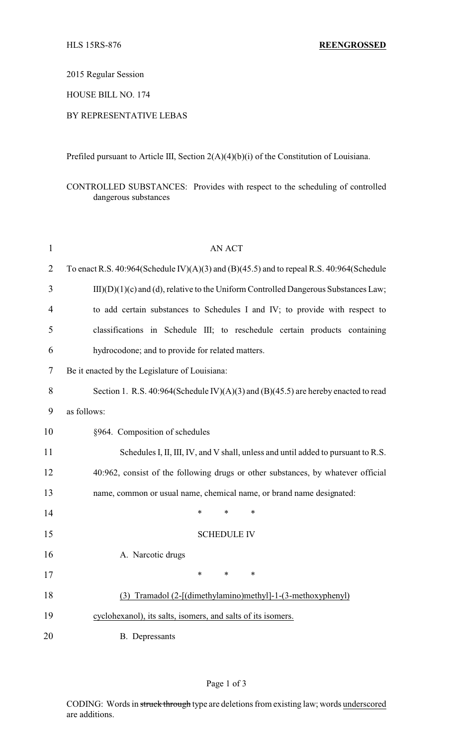HLS 15RS-876 **REENGROSSED**

2015 Regular Session

HOUSE BILL NO. 174

BY REPRESENTATIVE LEBAS

Prefiled pursuant to Article III, Section 2(A)(4)(b)(i) of the Constitution of Louisiana.

CONTROLLED SUBSTANCES: Provides with respect to the scheduling of controlled dangerous substances

AN ACT

To enact R.S. 40:964(Schedule IV)(A)(3) and (B)(45.5) and to repeal R.S. 40:964(Schedule III)(D)(1)(c) and (d), relative to the Uniform Controlled Dangerous Substances Law; to add certain substances to Schedules I and IV; to provide with respect to classifications in Schedule III; to reschedule certain products containing hydrocodone; and to provide for related matters.

Be it enacted by the Legislature of Louisiana:

Section 1. R.S. 40:964(Schedule IV)(A)(3) and (B)(45.5) are hereby enacted to read as follows:

§964. Composition of schedules

Schedules I, II, III, IV, and V shall, unless and until added to pursuant to R.S. 40:962, consist of the following drugs or other substances, by whatever official name, common or usual name, chemical name, or brand name designated:

\* \* \*

SCHEDULE IV

A. Narcotic drugs

\* \* \*

<u>(3) Tramadol (2-[(dimethylamino)methyl]-1-(3-methoxyphenyl) cyclohexanol), its salts, isomers, and salts of its isomers.</u>

B. Depressants

CODING: Words in ~~struck through~~ type are deletions from existing law; words <u>underscored</u> are additions.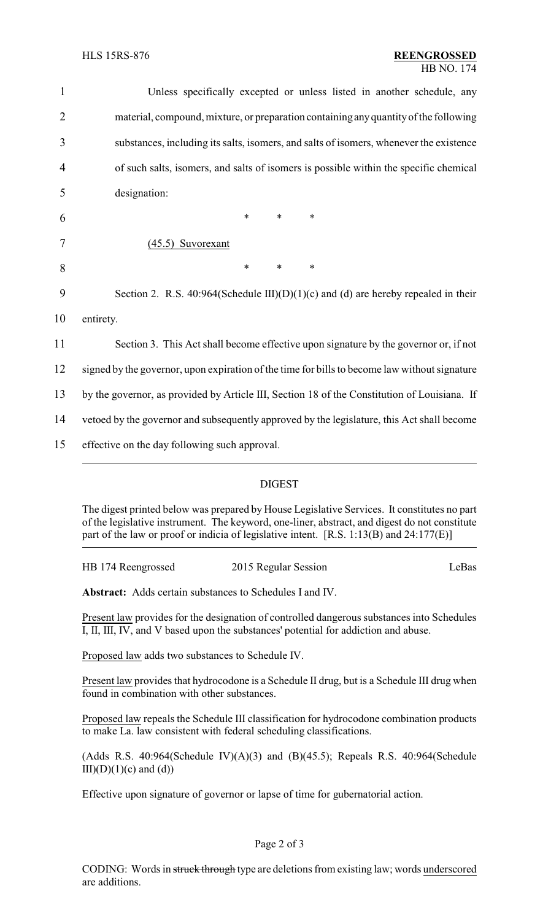Unless specifically excepted or unless listed in another schedule, any material, compound, mixture, or preparation containing any quantity of the following substances, including its salts, isomers, and salts of isomers, whenever the existence of such salts, isomers, and salts of isomers is possible within the specific chemical designation:

\* \* \*

(45.5) Suvorexant

\* \* \*

Section 2. R.S. 40:964(Schedule III)(D)(1)(c) and (d) are hereby repealed in their entirety.

Section 3. This Act shall become effective upon signature by the governor or, if not signed by the governor, upon expiration of the time for bills to become law without signature by the governor, as provided by Article III, Section 18 of the Constitution of Louisiana. If vetoed by the governor and subsequently approved by the legislature, this Act shall become effective on the day following such approval.

## DIGEST

The digest printed below was prepared by House Legislative Services. It constitutes no part of the legislative instrument. The keyword, one-liner, abstract, and digest do not constitute part of the law or proof or indicia of legislative intent. [R.S. 1:13(B) and 24:177(E)]

HB 174 Reengrossed 2015 Regular Session LeBas

**Abstract:** Adds certain substances to Schedules I and IV.

Present law provides for the designation of controlled dangerous substances into Schedules I, II, III, IV, and V based upon the substances' potential for addiction and abuse.

Proposed law adds two substances to Schedule IV.

Present law provides that hydrocodone is a Schedule II drug, but is a Schedule III drug when found in combination with other substances.

Proposed law repeals the Schedule III classification for hydrocodone combination products to make La. law consistent with federal scheduling classifications.

(Adds R.S. 40:964(Schedule IV)(A)(3) and (B)(45.5); Repeals R.S. 40:964(Schedule III)(D)(1)(c) and (d))

Effective upon signature of governor or lapse of time for gubernatorial action.

CODING: Words in ~~struck through~~ type are deletions from existing law; words underscored are additions.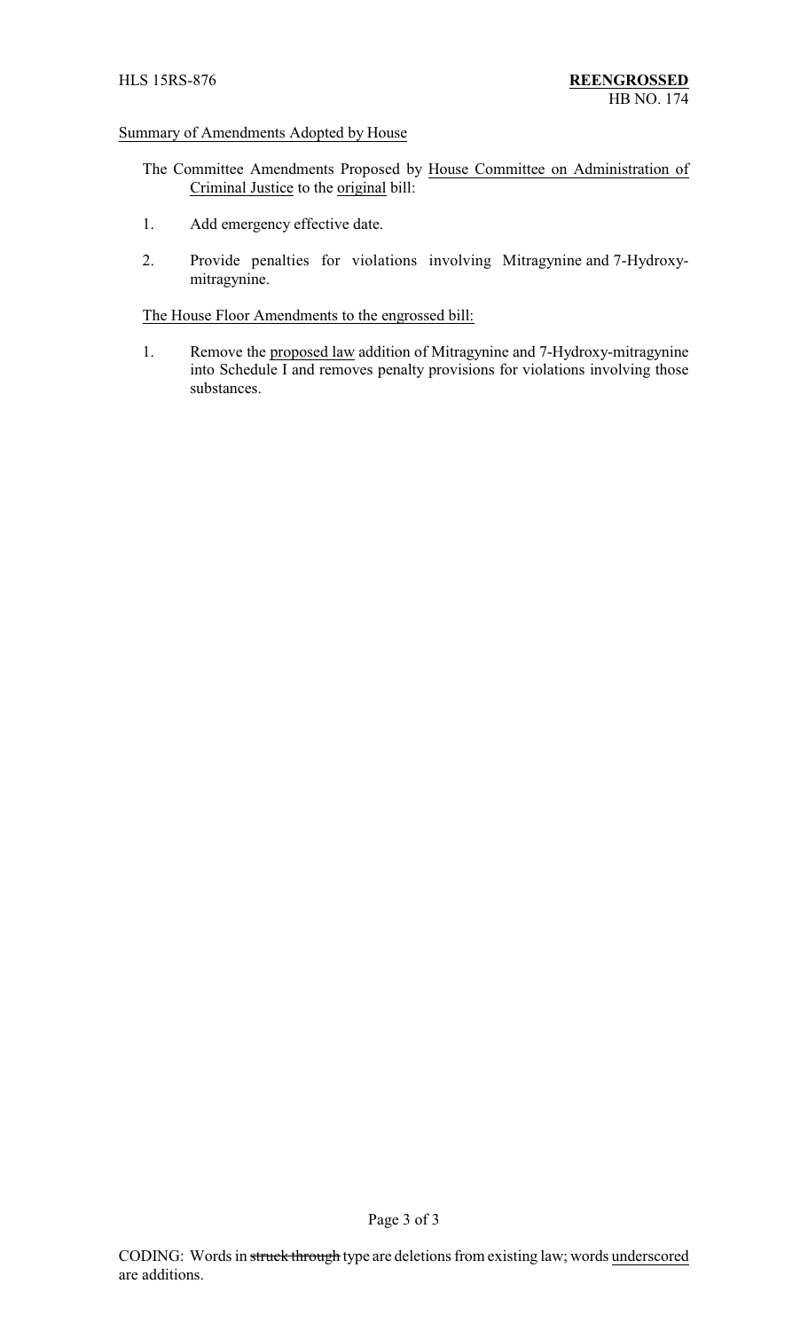Summary of Amendments Adopted by House

The Committee Amendments Proposed by House Committee on Administration of Criminal Justice to the original bill:

1. Add emergency effective date.

2. Provide penalties for violations involving Mitragynine and 7-Hydroxy-mitragynine.

The House Floor Amendments to the engrossed bill:

1. Remove the proposed law addition of Mitragynine and 7-Hydroxy-mitragynine into Schedule I and removes penalty provisions for violations involving those substances.

CODING: Words in ~~struck through~~ type are deletions from existing law; words underscored are additions.